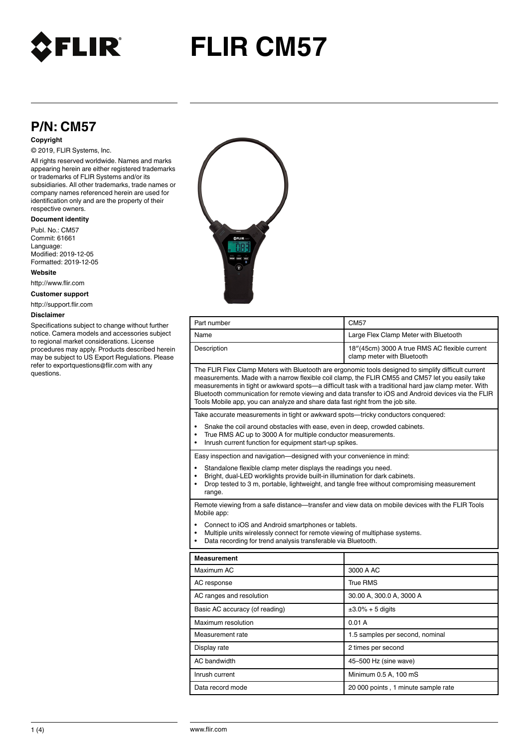# FLIR CM57

## P/N: CM57

**Copyright**

© 2019, FLIR Systems, Inc.

All rights reserved worldwide. Names and marks appearing herein are either registered trademarks or trademarks of FLIR Systems and/or its subsidiaries. All other trademarks, trade names or company names referenced herein are used for identification only and are the property of their respective owners.

**Document identity**

Publ. No.: CM57
Commit: 61661
Language:
Modified: 2019-12-05
Formatted: 2019-12-05

**Website**

http://www.flir.com

**Customer support**

http://support.flir.com

**Disclaimer**

Specifications subject to change without further notice. Camera models and accessories subject to regional market considerations. License procedures may apply. Products described herein may be subject to US Export Regulations. Please refer to exportquestions@flir.com with any questions.

| Part number | CM57 |
|---|---|
| Name | Large Flex Clamp Meter with Bluetooth |
| Description | 18″(45cm) 3000 A true RMS AC flexible current clamp meter with Bluetooth |

The FLIR Flex Clamp Meters with Bluetooth are ergonomic tools designed to simplify difficult current measurements. Made with a narrow flexible coil clamp, the FLIR CM55 and CM57 let you easily take measurements in tight or awkward spots—a difficult task with a traditional hard jaw clamp meter. With Bluetooth communication for remote viewing and data transfer to iOS and Android devices via the FLIR Tools Mobile app, you can analyze and share data fast right from the job site.

Take accurate measurements in tight or awkward spots—tricky conductors conquered:

- Snake the coil around obstacles with ease, even in deep, crowded cabinets.
- True RMS AC up to 3000 A for multiple conductor measurements.
- Inrush current function for equipment start-up spikes.

Easy inspection and navigation—designed with your convenience in mind:

- Standalone flexible clamp meter displays the readings you need.
- Bright, dual-LED worklights provide built-in illumination for dark cabinets.
- Drop tested to 3 m, portable, lightweight, and tangle free without compromising measurement range.

Remote viewing from a safe distance—transfer and view data on mobile devices with the FLIR Tools Mobile app:

- Connect to iOS and Android smartphones or tablets.
- Multiple units wirelessly connect for remote viewing of multiphase systems.
- Data recording for trend analysis transferable via Bluetooth.

| **Measurement** | |
|---|---|
| Maximum AC | 3000 A AC |
| AC response | True RMS |
| AC ranges and resolution | 30.00 A, 300.0 A, 3000 A |
| Basic AC accuracy (of reading) | ±3.0% + 5 digits |
| Maximum resolution | 0.01 A |
| Measurement rate | 1.5 samples per second, nominal |
| Display rate | 2 times per second |
| AC bandwidth | 45–500 Hz (sine wave) |
| Inrush current | Minimum 0.5 A, 100 mS |
| Data record mode | 20 000 points , 1 minute sample rate |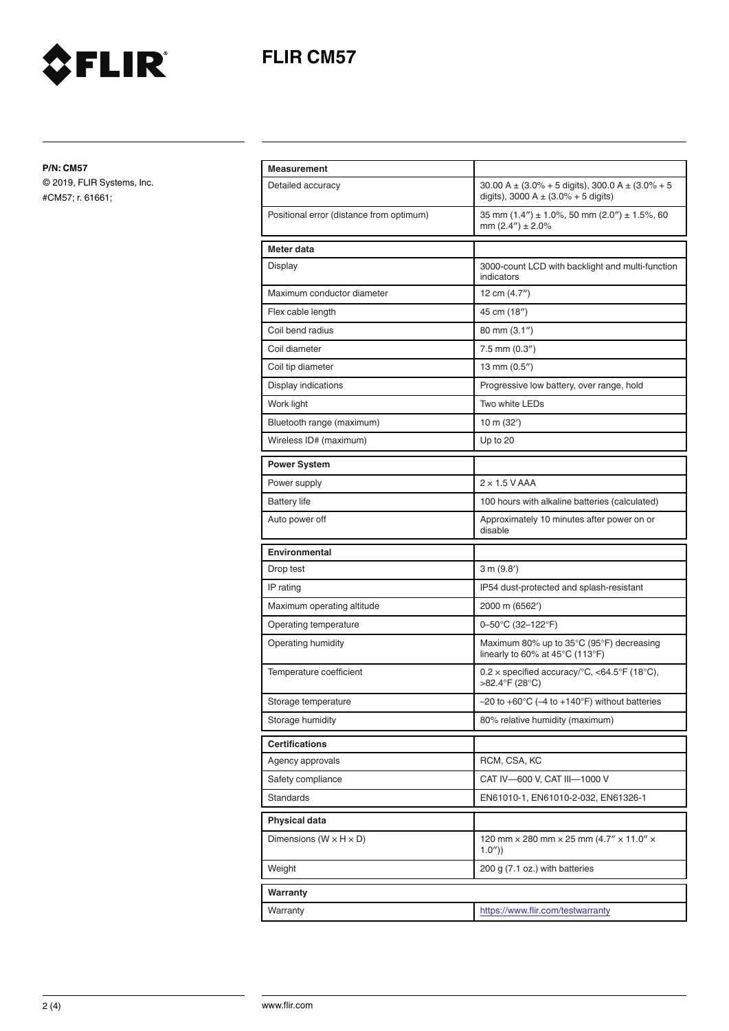# FLIR CM57

**P/N: CM57**

© 2019, FLIR Systems, Inc.
#CM57; r. 61661;

| **Measurement** | |
|---|---|
| Detailed accuracy | 30.00 A ± (3.0% + 5 digits), 300.0 A ± (3.0% + 5 digits), 3000 A ± (3.0% + 5 digits) |
| Positional error (distance from optimum) | 35 mm (1.4″) ± 1.0%, 50 mm (2.0″) ± 1.5%, 60 mm (2.4″) ± 2.0% |

| **Meter data** | |
|---|---|
| Display | 3000-count LCD with backlight and multi-function indicators |
| Maximum conductor diameter | 12 cm (4.7″) |
| Flex cable length | 45 cm (18″) |
| Coil bend radius | 80 mm (3.1″) |
| Coil diameter | 7.5 mm (0.3″) |
| Coil tip diameter | 13 mm (0.5″) |
| Display indications | Progressive low battery, over range, hold |
| Work light | Two white LEDs |
| Bluetooth range (maximum) | 10 m (32′) |
| Wireless ID# (maximum) | Up to 20 |

| **Power System** | |
|---|---|
| Power supply | 2 × 1.5 V AAA |
| Battery life | 100 hours with alkaline batteries (calculated) |
| Auto power off | Approximately 10 minutes after power on or disable |

| **Environmental** | |
|---|---|
| Drop test | 3 m (9.8′) |
| IP rating | IP54 dust-protected and splash-resistant |
| Maximum operating altitude | 2000 m (6562′) |
| Operating temperature | 0–50°C (32–122°F) |
| Operating humidity | Maximum 80% up to 35°C (95°F) decreasing linearly to 60% at 45°C (113°F) |
| Temperature coefficient | 0.2 × specified accuracy/°C, <64.5°F (18°C), >82.4°F (28°C) |
| Storage temperature | −20 to +60°C (−4 to +140°F) without batteries |
| Storage humidity | 80% relative humidity (maximum) |

| **Certifications** | |
|---|---|
| Agency approvals | RCM, CSA, KC |
| Safety compliance | CAT IV—600 V, CAT III—1000 V |
| Standards | EN61010-1, EN61010-2-032, EN61326-1 |

| **Physical data** | |
|---|---|
| Dimensions (W × H × D) | 120 mm × 280 mm × 25 mm (4.7″ × 11.0″ × 1.0″)) |
| Weight | 200 g (7.1 oz.) with batteries |

| **Warranty** | |
|---|---|
| Warranty | https://www.flir.com/testwarranty |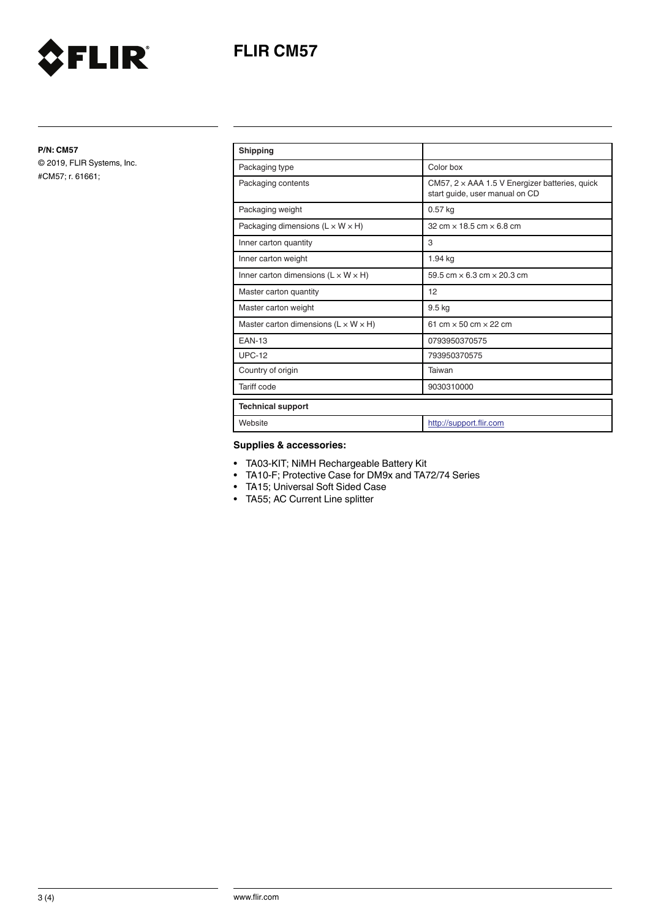**P/N: CM57**
© 2019, FLIR Systems, Inc.
#CM57; r. 61661;

| Shipping | |
|---|---|
| Packaging type | Color box |
| Packaging contents | CM57, 2 × AAA 1.5 V Energizer batteries, quick start guide, user manual on CD |
| Packaging weight | 0.57 kg |
| Packaging dimensions (L × W × H) | 32 cm × 18.5 cm × 6.8 cm |
| Inner carton quantity | 3 |
| Inner carton weight | 1.94 kg |
| Inner carton dimensions (L × W × H) | 59.5 cm × 6.3 cm × 20.3 cm |
| Master carton quantity | 12 |
| Master carton weight | 9.5 kg |
| Master carton dimensions (L × W × H) | 61 cm × 50 cm × 22 cm |
| EAN-13 | 0793950370575 |
| UPC-12 | 793950370575 |
| Country of origin | Taiwan |
| Tariff code | 9030310000 |

| Technical support | |
|---|---|
| Website | http://support.flir.com |

**Supplies & accessories:**

- TA03-KIT; NiMH Rechargeable Battery Kit
- TA10-F; Protective Case for DM9x and TA72/74 Series
- TA15; Universal Soft Sided Case
- TA55; AC Current Line splitter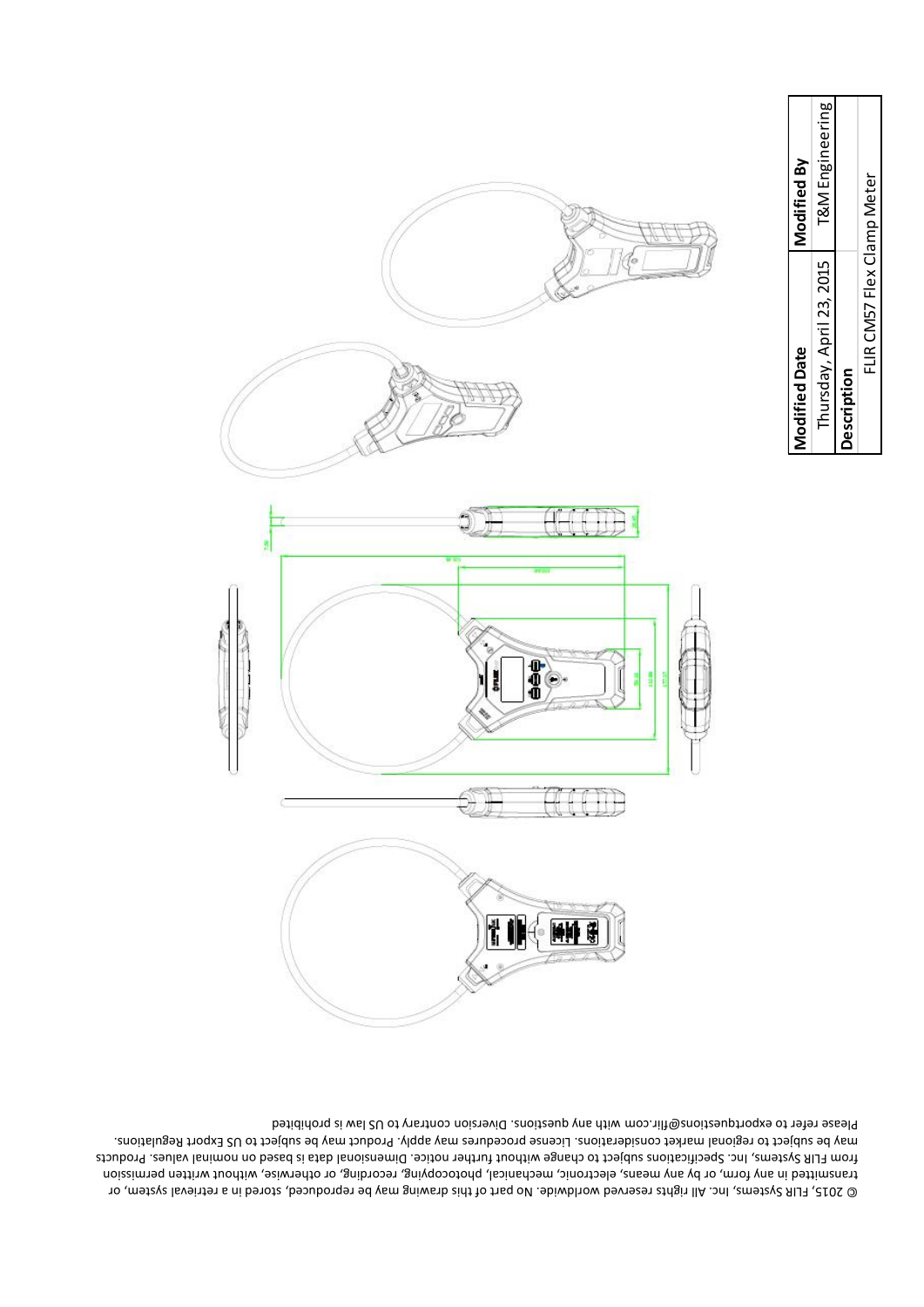| Modified Date | Modified By |
| --- | --- |
| Thursday, April 23, 2015 | T&M Engineering |
| **Description** | |
| FLIR CM57 Flex Clamp Meter | |

© 2015, FLIR Systems, Inc. All rights reserved worldwide. No part of this drawing may be reproduced, stored in a retrieval system, or transmitted in any form, or by any means, electronic, mechanical, photocopying, recording, or otherwise, without written permission from FLIR Systems, Inc. Specifications subject to change without further notice. Dimensional data is based on nominal values. Products may be subject to regional market considerations. License procedures may apply. Product may be subject to US Export Regulations. Please refer to exportquestions@flir.com with any questions. Diversion contrary to US law is prohibited